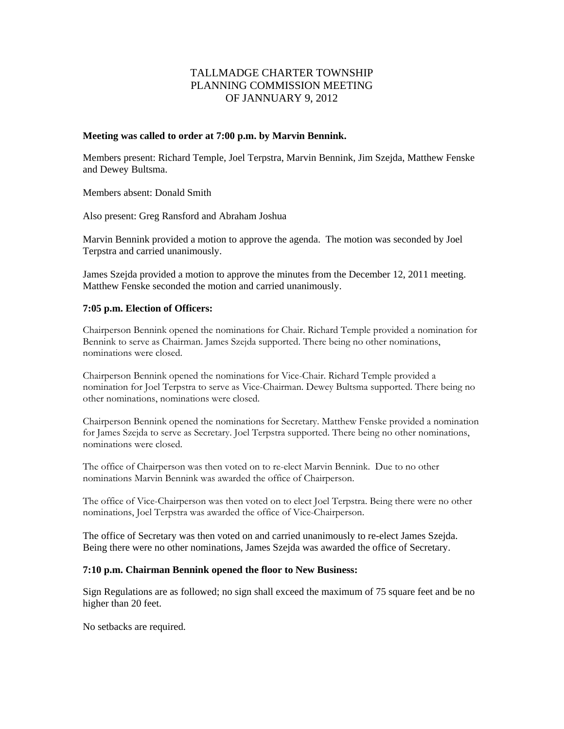# TALLMADGE CHARTER TOWNSHIP
# PLANNING COMMISSION MEETING
# OF JANNUARY 9, 2012

**Meeting was called to order at 7:00 p.m. by Marvin Bennink.**

Members present: Richard Temple, Joel Terpstra, Marvin Bennink, Jim Szejda, Matthew Fenske and Dewey Bultsma.

Members absent: Donald Smith

Also present: Greg Ransford and Abraham Joshua

Marvin Bennink provided a motion to approve the agenda. The motion was seconded by Joel Terpstra and carried unanimously.

James Szejda provided a motion to approve the minutes from the December 12, 2011 meeting. Matthew Fenske seconded the motion and carried unanimously.

**7:05 p.m. Election of Officers:**

Chairperson Bennink opened the nominations for Chair. Richard Temple provided a nomination for Bennink to serve as Chairman. James Szejda supported. There being no other nominations, nominations were closed.

Chairperson Bennink opened the nominations for Vice-Chair. Richard Temple provided a nomination for Joel Terpstra to serve as Vice-Chairman. Dewey Bultsma supported. There being no other nominations, nominations were closed.

Chairperson Bennink opened the nominations for Secretary. Matthew Fenske provided a nomination for James Szejda to serve as Secretary. Joel Terpstra supported. There being no other nominations, nominations were closed.

The office of Chairperson was then voted on to re-elect Marvin Bennink. Due to no other nominations Marvin Bennink was awarded the office of Chairperson.

The office of Vice-Chairperson was then voted on to elect Joel Terpstra. Being there were no other nominations, Joel Terpstra was awarded the office of Vice-Chairperson.

The office of Secretary was then voted on and carried unanimously to re-elect James Szejda. Being there were no other nominations, James Szejda was awarded the office of Secretary.

**7:10 p.m. Chairman Bennink opened the floor to New Business:**

Sign Regulations are as followed; no sign shall exceed the maximum of 75 square feet and be no higher than 20 feet.

No setbacks are required.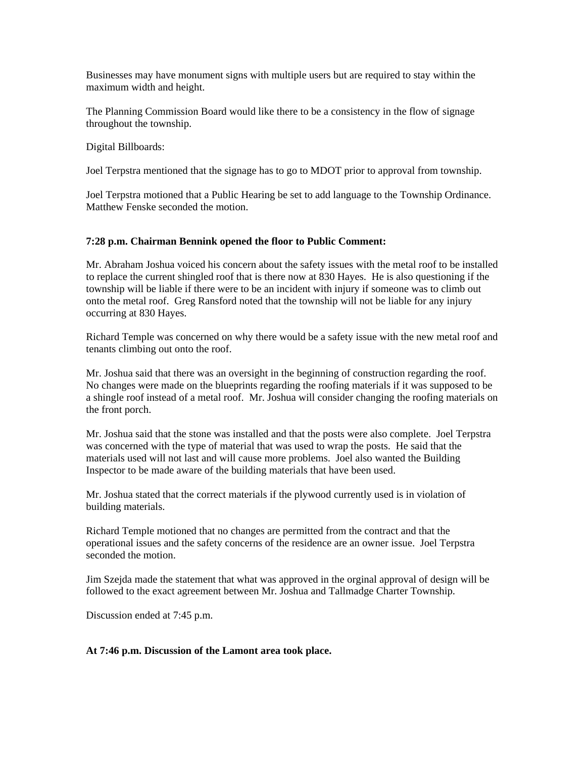Businesses may have monument signs with multiple users but are required to stay within the maximum width and height.

The Planning Commission Board would like there to be a consistency in the flow of signage throughout the township.

Digital Billboards:

Joel Terpstra mentioned that the signage has to go to MDOT prior to approval from township.

Joel Terpstra motioned that a Public Hearing be set to add language to the Township Ordinance. Matthew Fenske seconded the motion.

**7:28 p.m. Chairman Bennink opened the floor to Public Comment:**

Mr. Abraham Joshua voiced his concern about the safety issues with the metal roof to be installed to replace the current shingled roof that is there now at 830 Hayes. He is also questioning if the township will be liable if there were to be an incident with injury if someone was to climb out onto the metal roof. Greg Ransford noted that the township will not be liable for any injury occurring at 830 Hayes.

Richard Temple was concerned on why there would be a safety issue with the new metal roof and tenants climbing out onto the roof.

Mr. Joshua said that there was an oversight in the beginning of construction regarding the roof. No changes were made on the blueprints regarding the roofing materials if it was supposed to be a shingle roof instead of a metal roof. Mr. Joshua will consider changing the roofing materials on the front porch.

Mr. Joshua said that the stone was installed and that the posts were also complete. Joel Terpstra was concerned with the type of material that was used to wrap the posts. He said that the materials used will not last and will cause more problems. Joel also wanted the Building Inspector to be made aware of the building materials that have been used.

Mr. Joshua stated that the correct materials if the plywood currently used is in violation of building materials.

Richard Temple motioned that no changes are permitted from the contract and that the operational issues and the safety concerns of the residence are an owner issue. Joel Terpstra seconded the motion.

Jim Szejda made the statement that what was approved in the orginal approval of design will be followed to the exact agreement between Mr. Joshua and Tallmadge Charter Township.

Discussion ended at 7:45 p.m.

**At 7:46 p.m. Discussion of the Lamont area took place.**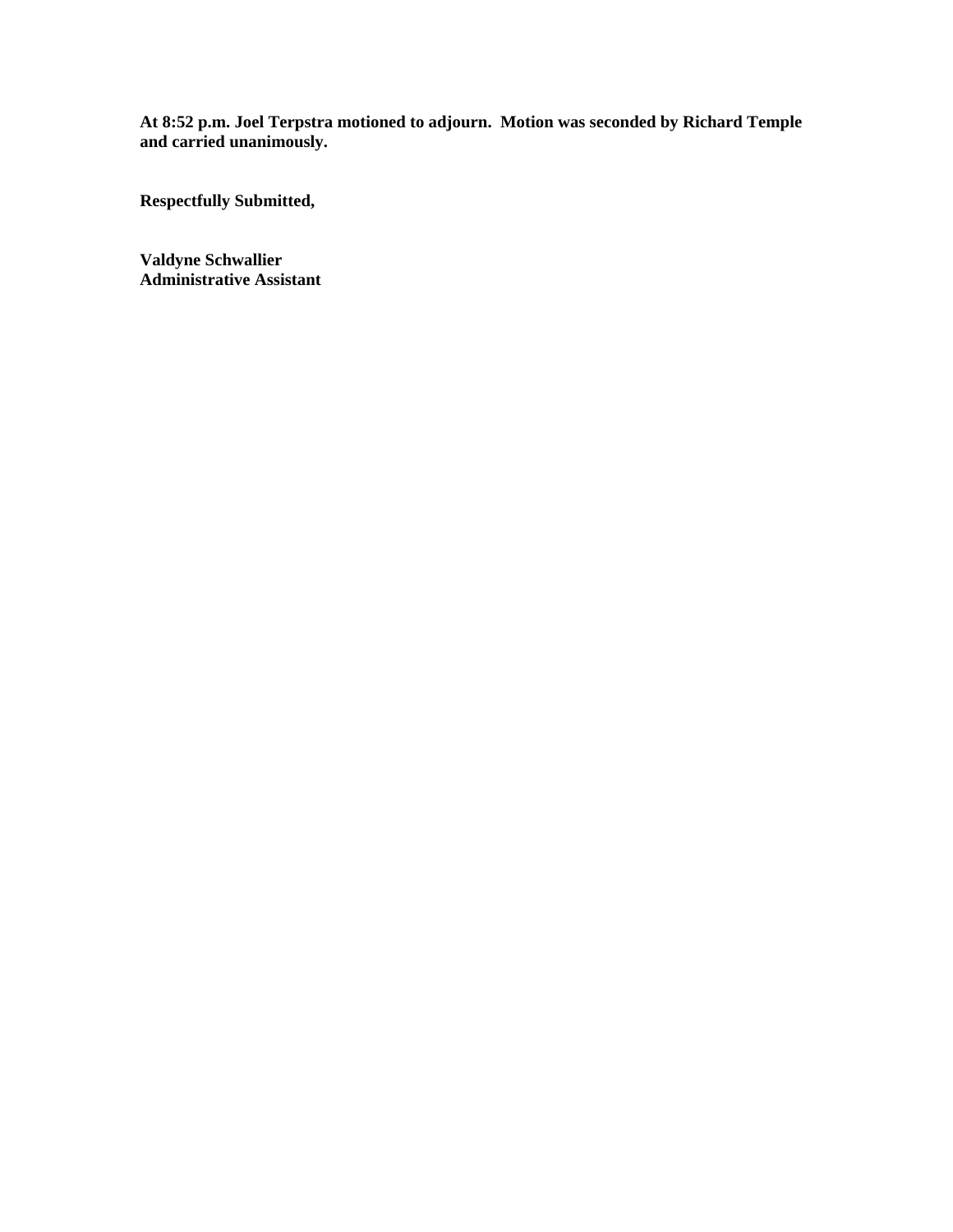**At 8:52 p.m. Joel Terpstra motioned to adjourn. Motion was seconded by Richard Temple and carried unanimously.**

**Respectfully Submitted,**

**Valdyne Schwallier**
**Administrative Assistant**